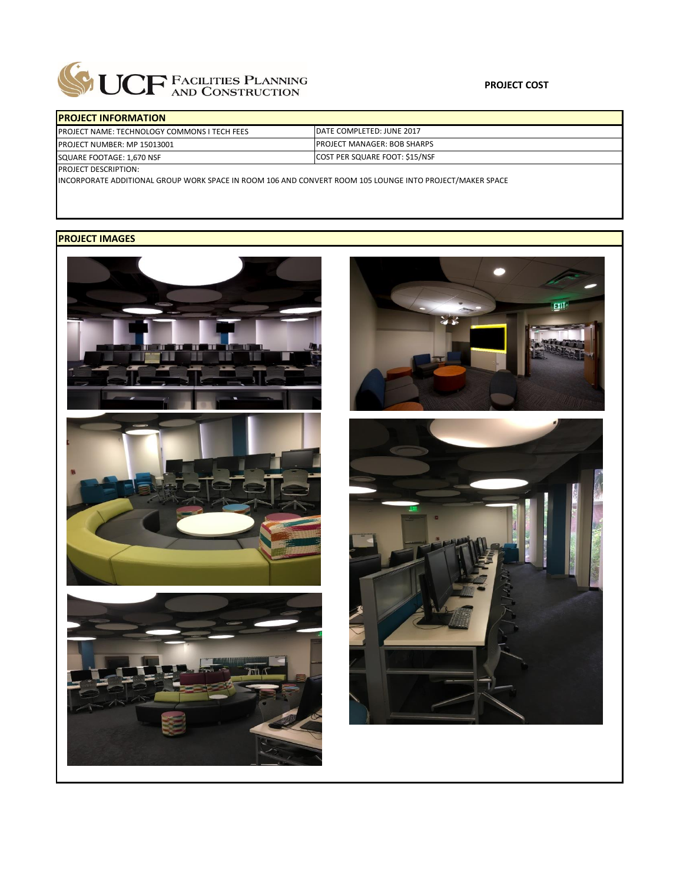UCF FACILITIES PLANNING AND CONSTRUCTION

**PROJECT COST**

## PROJECT INFORMATION

| PROJECT NAME: TECHNOLOGY COMMONS I TECH FEES | DATE COMPLETED: JUNE 2017 |
|---|---|
| PROJECT NUMBER: MP 15013001 | PROJECT MANAGER: BOB SHARPS |
| SQUARE FOOTAGE: 1,670 NSF | COST PER SQUARE FOOT: $15/NSF |

PROJECT DESCRIPTION:

INCORPORATE ADDITIONAL GROUP WORK SPACE IN ROOM 106 AND CONVERT ROOM 105 LOUNGE INTO PROJECT/MAKER SPACE

## PROJECT IMAGES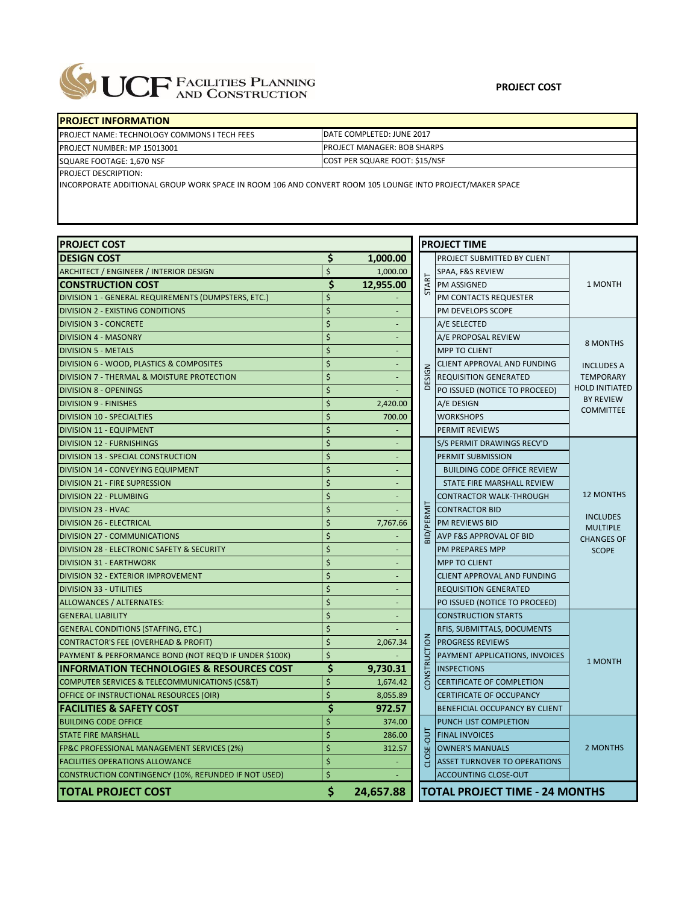UCF FACILITIES PLANNING AND CONSTRUCTION

**PROJECT COST**

| PROJECT INFORMATION | |
|---|---|
| PROJECT NAME: TECHNOLOGY COMMONS I TECH FEES | DATE COMPLETED: JUNE 2017 |
| PROJECT NUMBER: MP 15013001 | PROJECT MANAGER: BOB SHARPS |
| SQUARE FOOTAGE: 1,670 NSF | COST PER SQUARE FOOT: $15/NSF |

PROJECT DESCRIPTION:
INCORPORATE ADDITIONAL GROUP WORK SPACE IN ROOM 106 AND CONVERT ROOM 105 LOUNGE INTO PROJECT/MAKER SPACE

| PROJECT COST | | |
|---|---|---|
| **DESIGN COST** | **$** | **1,000.00** |
| ARCHITECT / ENGINEER / INTERIOR DESIGN | $ | 1,000.00 |
| **CONSTRUCTION COST** | **$** | **12,955.00** |
| DIVISION 1 - GENERAL REQUIREMENTS (DUMPSTERS, ETC.) | $ | - |
| DIVISION 2 - EXISTING CONDITIONS | $ | - |
| DIVISION 3 - CONCRETE | $ | - |
| DIVISION 4 - MASONRY | $ | - |
| DIVISION 5 - METALS | $ | - |
| DIVISION 6 - WOOD, PLASTICS & COMPOSITES | $ | - |
| DIVISION 7 - THERMAL & MOISTURE PROTECTION | $ | - |
| DIVISION 8 - OPENINGS | $ | - |
| DIVISION 9 - FINISHES | $ | 2,420.00 |
| DIVISION 10 - SPECIALTIES | $ | 700.00 |
| DIVISION 11 - EQUIPMENT | $ | - |
| DIVISION 12 - FURNISHINGS | $ | - |
| DIVISION 13 - SPECIAL CONSTRUCTION | $ | - |
| DIVISION 14 - CONVEYING EQUIPMENT | $ | - |
| DIVISION 21 - FIRE SUPRESSION | $ | - |
| DIVISION 22 - PLUMBING | $ | - |
| DIVISION 23 - HVAC | $ | - |
| DIVISION 26 - ELECTRICAL | $ | 7,767.66 |
| DIVISION 27 - COMMUNICATIONS | $ | - |
| DIVISION 28 - ELECTRONIC SAFETY & SECURITY | $ | - |
| DIVISION 31 - EARTHWORK | $ | - |
| DIVISION 32 - EXTERIOR IMPROVEMENT | $ | - |
| DIVISION 33 - UTILITIES | $ | - |
| ALLOWANCES / ALTERNATES: | $ | - |
| GENERAL LIABILITY | $ | - |
| GENERAL CONDITIONS (STAFFING, ETC.) | $ | - |
| CONTRACTOR'S FEE (OVERHEAD & PROFIT) | $ | 2,067.34 |
| PAYMENT & PERFORMANCE BOND (NOT REQ'D IF UNDER $100K) | $ | - |
| **INFORMATION TECHNOLOGIES & RESOURCES COST** | **$** | **9,730.31** |
| COMPUTER SERVICES & TELECOMMUNICATIONS (CS&T) | $ | 1,674.42 |
| OFFICE OF INSTRUCTIONAL RESOURCES (OIR) | $ | 8,055.89 |
| **FACILITIES & SAFETY COST** | **$** | **972.57** |
| BUILDING CODE OFFICE | $ | 374.00 |
| STATE FIRE MARSHALL | $ | 286.00 |
| FP&C PROFESSIONAL MANAGEMENT SERVICES (2%) | $ | 312.57 |
| FACILITIES OPERATIONS ALLOWANCE | $ | - |
| CONSTRUCTION CONTINGENCY (10%, REFUNDED IF NOT USED) | $ | - |
| **TOTAL PROJECT COST** | **$** | **24,657.88** |

| PROJECT TIME | | |
|---|---|---|
| START | PROJECT SUBMITTED BY CLIENT | 1 MONTH |
| | SPAA, F&S REVIEW | |
| | PM ASSIGNED | |
| | PM CONTACTS REQUESTER | |
| | PM DEVELOPS SCOPE | |
| DESIGN | A/E SELECTED | 8 MONTHS INCLUDES A TEMPORARY HOLD INITIATED BY REVIEW COMMITTEE |
| | A/E PROPOSAL REVIEW | |
| | MPP TO CLIENT | |
| | CLIENT APPROVAL AND FUNDING | |
| | REQUISITION GENERATED | |
| | PO ISSUED (NOTICE TO PROCEED) | |
| | A/E DESIGN | |
| | WORKSHOPS | |
| | PERMIT REVIEWS | |
| BID/PERMIT | S/S PERMIT DRAWINGS RECV'D | 12 MONTHS INCLUDES MULTIPLE CHANGES OF SCOPE |
| | PERMIT SUBMISSION | |
| | BUILDING CODE OFFICE REVIEW | |
| | STATE FIRE MARSHALL REVIEW | |
| | CONTRACTOR WALK-THROUGH | |
| | CONTRACTOR BID | |
| | PM REVIEWS BID | |
| | AVP F&S APPROVAL OF BID | |
| | PM PREPARES MPP | |
| | MPP TO CLIENT | |
| | CLIENT APPROVAL AND FUNDING | |
| | REQUISITION GENERATED | |
| | PO ISSUED (NOTICE TO PROCEED) | |
| CONSTRUCTION | CONSTRUCTION STARTS | 1 MONTH |
| | RFIS, SUBMITTALS, DOCUMENTS | |
| | PROGRESS REVIEWS | |
| | PAYMENT APPLICATIONS, INVOICES | |
| | INSPECTIONS | |
| | CERTIFICATE OF COMPLETION | |
| | CERTIFICATE OF OCCUPANCY | |
| | BENEFICIAL OCCUPANCY BY CLIENT | |
| CLOSE-OUT | PUNCH LIST COMPLETION | 2 MONTHS |
| | FINAL INVOICES | |
| | OWNER'S MANUALS | |
| | ASSET TURNOVER TO OPERATIONS | |
| | ACCOUNTING CLOSE-OUT | |
| **TOTAL PROJECT TIME - 24 MONTHS** | | |